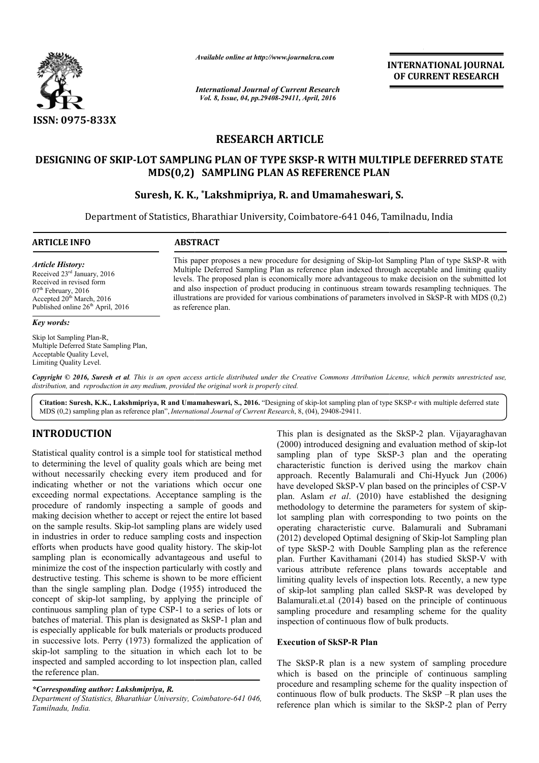*Available online at http://www.journalcra.com*

*International Journal of Current Research*
*Vol. 8, Issue, 04, pp.29408-29411, April, 2016*

**INTERNATIONAL JOURNAL OF CURRENT RESEARCH**

ISSN: 0975-833X

# RESEARCH ARTICLE

# DESIGNING OF SKIP-LOT SAMPLING PLAN OF TYPE SKSP-R WITH MULTIPLE DEFERRED STATE MDS(0,2) SAMPLING PLAN AS REFERENCE PLAN

**Suresh, K. K., \*Lakshmipriya, R. and Umamaheswari, S.**

Department of Statistics, Bharathiar University, Coimbatore-641 046, Tamilnadu, India

**ARTICLE INFO**

*Article History:*

Received 23rd January, 2016
Received in revised form
07th February, 2016
Accepted 20th March, 2016
Published online 26th April, 2016

*Key words:*

Skip lot Sampling Plan-R,
Multiple Deferred State Sampling Plan,
Acceptable Quality Level,
Limiting Quality Level.

**ABSTRACT**

This paper proposes a new procedure for designing of Skip-lot Sampling Plan of type SkSP-R with Multiple Deferred Sampling Plan as reference plan indexed through acceptable and limiting quality levels. The proposed plan is economically more advantageous to make decision on the submitted lot and also inspection of product producing in continuous stream towards resampling techniques. The illustrations are provided for various combinations of parameters involved in SkSP-R with MDS (0,2) as reference plan.

***Copyright © 2016, Suresh et al.*** *This is an open access article distributed under the Creative Commons Attribution License, which permits unrestricted use, distribution, and reproduction in any medium, provided the original work is properly cited.*

**Citation: Suresh, K.K., Lakshmipriya, R and Umamaheswari, S., 2016.** "Designing of skip-lot sampling plan of type SKSP-r with multiple deferred state MDS (0,2) sampling plan as reference plan", *International Journal of Current Research*, 8, (04), 29408-29411.

## INTRODUCTION

Statistical quality control is a simple tool for statistical method to determining the level of quality goals which are being met without necessarily checking every item produced and for indicating whether or not the variations which occur one exceeding normal expectations. Acceptance sampling is the procedure of randomly inspecting a sample of goods and making decision whether to accept or reject the entire lot based on the sample results. Skip-lot sampling plans are widely used in industries in order to reduce sampling costs and inspection efforts when products have good quality history. The skip-lot sampling plan is economically advantageous and useful to minimize the cost of the inspection particularly with costly and destructive testing. This scheme is shown to be more efficient than the single sampling plan. Dodge (1955) introduced the concept of skip-lot sampling, by applying the principle of continuous sampling plan of type CSP-1 to a series of lots or batches of material. This plan is designated as SkSP-1 plan and is especially applicable for bulk materials or products produced in successive lots. Perry (1973) formalized the application of skip-lot sampling to the situation in which each lot to be inspected and sampled according to lot inspection plan, called the reference plan.

*\*Corresponding author: Lakshmipriya, R.*
*Department of Statistics, Bharathiar University, Coimbatore-641 046, Tamilnadu, India.*

This plan is designated as the SkSP-2 plan. Vijayaraghavan (2000) introduced designing and evaluation method of skip-lot sampling plan of type SkSP-3 plan and the operating characteristic function is derived using the markov chain approach. Recently Balamurali and Chi-Hyuck Jun (2006) have developed SkSP-V plan based on the principles of CSP-V plan. Aslam *et al*. (2010) have established the designing methodology to determine the parameters for system of skip-lot sampling plan with corresponding to two points on the operating characteristic curve. Balamurali and Subramani (2012) developed Optimal designing of Skip-lot Sampling plan of type SkSP-2 with Double Sampling plan as the reference plan. Further Kavithamani (2014) has studied SkSP-V with various attribute reference plans towards acceptable and limiting quality levels of inspection lots. Recently, a new type of skip-lot sampling plan called SkSP-R was developed by Balamurali.et.al (2014) based on the principle of continuous sampling procedure and resampling scheme for the quality inspection of continuous flow of bulk products.

### Execution of SkSP-R Plan

The SkSP-R plan is a new system of sampling procedure which is based on the principle of continuous sampling procedure and resampling scheme for the quality inspection of continuous flow of bulk products. The SkSP –R plan uses the reference plan which is similar to the SkSP-2 plan of Perry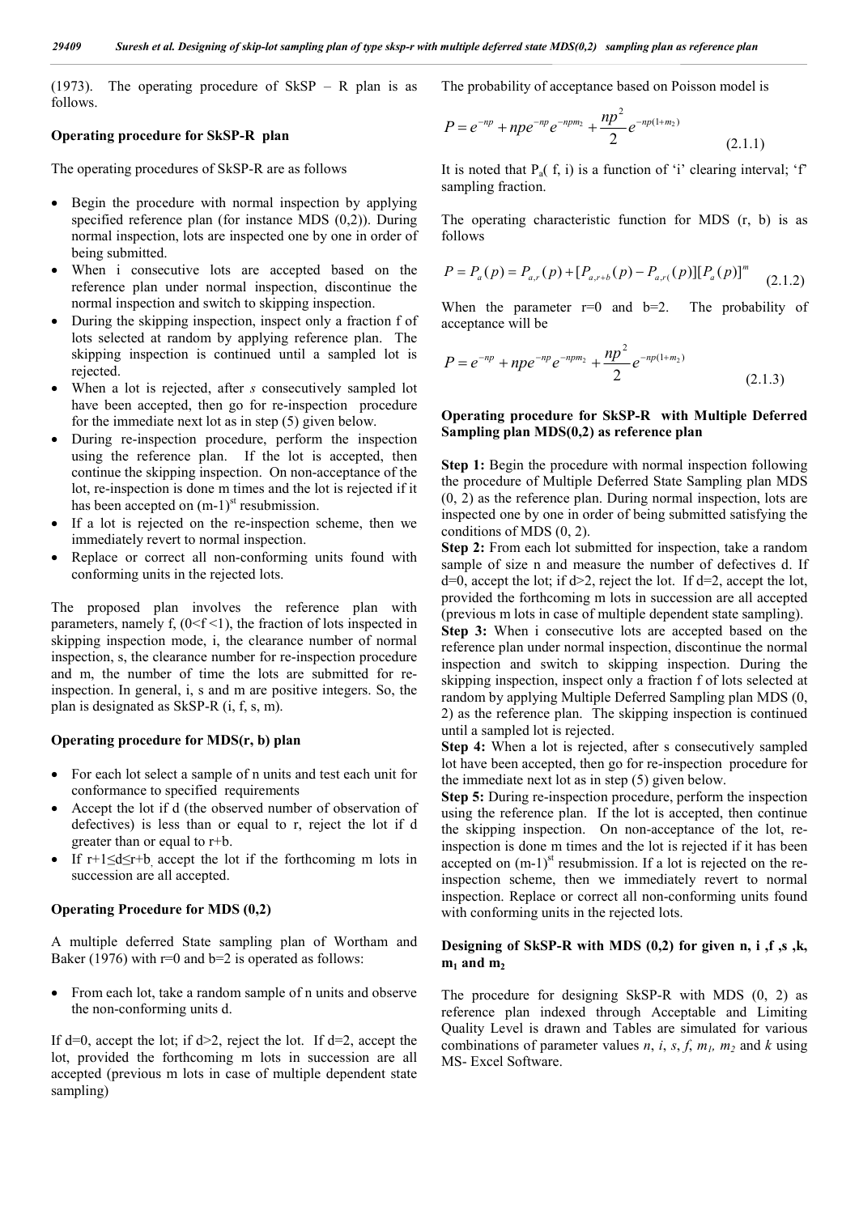(1973). The operating procedure of SkSP – R plan is as follows.

**Operating procedure for SkSP-R plan**

The operating procedures of SkSP-R are as follows

- Begin the procedure with normal inspection by applying specified reference plan (for instance MDS (0,2)). During normal inspection, lots are inspected one by one in order of being submitted.
- When i consecutive lots are accepted based on the reference plan under normal inspection, discontinue the normal inspection and switch to skipping inspection.
- During the skipping inspection, inspect only a fraction f of lots selected at random by applying reference plan. The skipping inspection is continued until a sampled lot is rejected.
- When a lot is rejected, after *s* consecutively sampled lot have been accepted, then go for re-inspection procedure for the immediate next lot as in step (5) given below.
- During re-inspection procedure, perform the inspection using the reference plan. If the lot is accepted, then continue the skipping inspection. On non-acceptance of the lot, re-inspection is done m times and the lot is rejected if it has been accepted on (m-1)[st] resubmission.
- If a lot is rejected on the re-inspection scheme, then we immediately revert to normal inspection.
- Replace or correct all non-conforming units found with conforming units in the rejected lots.

The proposed plan involves the reference plan with parameters, namely f, $(0<f<1)$, the fraction of lots inspected in skipping inspection mode, i, the clearance number of normal inspection, s, the clearance number for re-inspection procedure and m, the number of time the lots are submitted for re-inspection. In general, i, s and m are positive integers. So, the plan is designated as SkSP-R (i, f, s, m).

**Operating procedure for MDS(r, b) plan**

- For each lot select a sample of n units and test each unit for conformance to specified requirements
- Accept the lot if d (the observed number of observation of defectives) is less than or equal to r, reject the lot if d greater than or equal to r+b.
- If $r+1 \leq d \leq r+b$, accept the lot if the forthcoming m lots in succession are all accepted.

**Operating Procedure for MDS (0,2)**

A multiple deferred State sampling plan of Wortham and Baker (1976) with r=0 and b=2 is operated as follows:

- From each lot, take a random sample of n units and observe the non-conforming units d.

If d=0, accept the lot; if d>2, reject the lot. If d=2, accept the lot, provided the forthcoming m lots in succession are all accepted (previous m lots in case of multiple dependent state sampling)

The probability of acceptance based on Poisson model is

$$P = e^{-np} + npe^{-np}e^{-npm_2} + \frac{np^2}{2}e^{-np(1+m_2)} \tag{2.1.1}$$

It is noted that $P_a(f, i)$ is a function of 'i' clearing interval; 'f' sampling fraction.

The operating characteristic function for MDS (r, b) is as follows

$$P = P_a(p) = P_{a,r}(p) + [P_{a,r+b}(p) - P_{a,r(}(p)][P_a(p)]^m \tag{2.1.2}$$

When the parameter r=0 and b=2. The probability of acceptance will be

$$P = e^{-np} + npe^{-np}e^{-npm_2} + \frac{np^2}{2}e^{-np(1+m_2)} \tag{2.1.3}$$

**Operating procedure for SkSP-R with Multiple Deferred Sampling plan MDS(0,2) as reference plan**

**Step 1:** Begin the procedure with normal inspection following the procedure of Multiple Deferred State Sampling plan MDS (0, 2) as the reference plan. During normal inspection, lots are inspected one by one in order of being submitted satisfying the conditions of MDS (0, 2).

**Step 2:** From each lot submitted for inspection, take a random sample of size n and measure the number of defectives d. If d=0, accept the lot; if d>2, reject the lot. If d=2, accept the lot, provided the forthcoming m lots in succession are all accepted (previous m lots in case of multiple dependent state sampling).

**Step 3:** When i consecutive lots are accepted based on the reference plan under normal inspection, discontinue the normal inspection and switch to skipping inspection. During the skipping inspection, inspect only a fraction f of lots selected at random by applying Multiple Deferred Sampling plan MDS (0, 2) as the reference plan. The skipping inspection is continued until a sampled lot is rejected.

**Step 4:** When a lot is rejected, after s consecutively sampled lot have been accepted, then go for re-inspection procedure for the immediate next lot as in step (5) given below.

**Step 5:** During re-inspection procedure, perform the inspection using the reference plan. If the lot is accepted, then continue the skipping inspection. On non-acceptance of the lot, re-inspection is done m times and the lot is rejected if it has been accepted on (m-1)[st] resubmission. If a lot is rejected on the re-inspection scheme, then we immediately revert to normal inspection. Replace or correct all non-conforming units found with conforming units in the rejected lots.

**Designing of SkSP-R with MDS (0,2) for given n, i ,f ,s ,k, $m_1$ and $m_2$**

The procedure for designing SkSP-R with MDS (0, 2) as reference plan indexed through Acceptable and Limiting Quality Level is drawn and Tables are simulated for various combinations of parameter values *n*, *i*, *s*, *f*, $m_1$, $m_2$ and *k* using MS- Excel Software.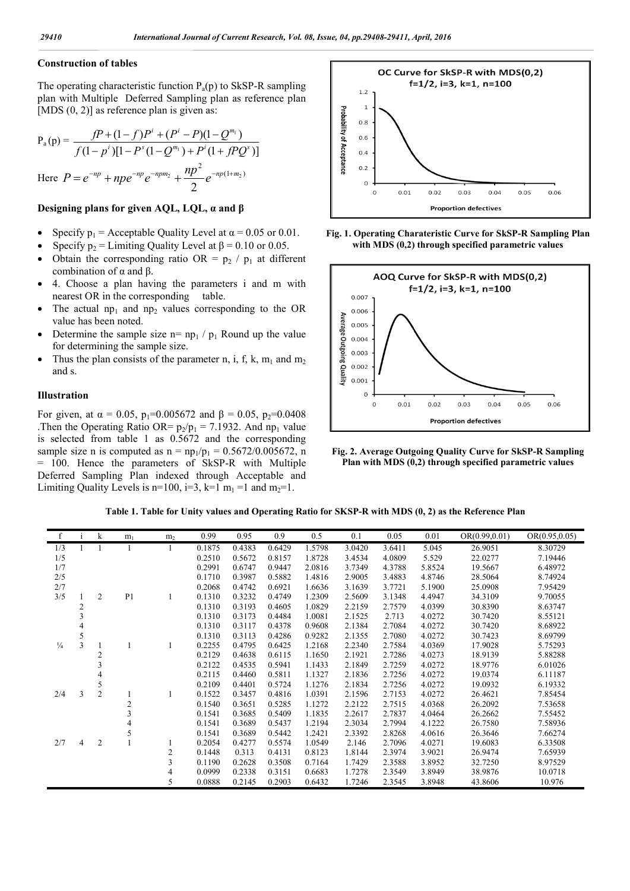### Construction of tables

The operating characteristic function $P_a(p)$ to SkSP-R sampling plan with Multiple Deferred Sampling plan as reference plan [MDS (0, 2)] as reference plan is given as:

$$P_a(p) = \frac{fP + (1-f)P^i + (P^i - P)(1-Q^{m_1})}{f(1-p^i)[1-P^s(1-Q^{m_1}) + P^i(1+fPQ^s)]}$$

Here $P = e^{-np} + npe^{-np}e^{-npm_2} + \frac{np^2}{2}e^{-np(1+m_2)}$

### Designing plans for given AQL, LQL, α and β

- Specify $p_1$ = Acceptable Quality Level at $\alpha = 0.05$ or 0.01.
- Specify $p_2$ = Limiting Quality Level at $\beta = 0.10$ or 0.05.
- Obtain the corresponding ratio OR = $p_2$ / $p_1$ at different combination of α and β.
- 4. Choose a plan having the parameters i and m with nearest OR in the corresponding table.
- The actual $np_1$ and $np_2$ values corresponding to the OR value has been noted.
- Determine the sample size n= $np_1$ / $p_1$ Round up the value for determining the sample size.
- Thus the plan consists of the parameter n, i, f, k, $m_1$ and $m_2$ and s.

### Illustration

For given, at $\alpha = 0.05$, $p_1$=0.005672 and $\beta = 0.05$, $p_2$=0.0408 .Then the Operating Ratio OR= $p_2/p_1$ = 7.1932. And $np_1$ value is selected from table 1 as 0.5672 and the corresponding sample size n is computed as n = $np_1/p_1$ = 0.5672/0.005672, n = 100. Hence the parameters of SkSP-R with Multiple Deferred Sampling Plan indexed through Acceptable and Limiting Quality Levels is n=100, i=3, k=1 $m_1$ =1 and $m_2$=1.

**Fig. 1. Operating Charateristic Curve for SkSP-R Sampling Plan with MDS (0,2) through specified parametric values**

**Fig. 2. Average Outgoing Quality Curve for SkSP-R Sampling Plan with MDS (0,2) through specified parametric values**

**Table 1. Table for Unity values and Operating Ratio for SKSP-R with MDS (0, 2) as the Reference Plan**

| f | i | k | $m_1$ | $m_2$ | 0.99 | 0.95 | 0.9 | 0.5 | 0.1 | 0.05 | 0.01 | OR(0.99,0.01) | OR(0.95,0.05) |
|---|---|---|---|---|---|---|---|---|---|---|---|---|---|
| 1/3 | 1 | 1 | 1 | 1 | 0.1875 | 0.4383 | 0.6429 | 1.5798 | 3.0420 | 3.6411 | 5.045 | 26.9051 | 8.30729 |
| 1/5 | | | | | 0.2510 | 0.5672 | 0.8157 | 1.8728 | 3.4534 | 4.0809 | 5.529 | 22.0277 | 7.19446 |
| 1/7 | | | | | 0.2991 | 0.6747 | 0.9447 | 2.0816 | 3.7349 | 4.3788 | 5.8524 | 19.5667 | 6.48972 |
| 2/5 | | | | | 0.1710 | 0.3987 | 0.5882 | 1.4816 | 2.9005 | 3.4883 | 4.8746 | 28.5064 | 8.74924 |
| 2/7 | | | | | 0.2068 | 0.4742 | 0.6921 | 1.6636 | 3.1639 | 3.7721 | 5.1900 | 25.0908 | 7.95429 |
| 3/5 | 1 | 2 | P1 | 1 | 0.1310 | 0.3232 | 0.4749 | 1.2309 | 2.5609 | 3.1348 | 4.4947 | 34.3109 | 9.70055 |
| | 2 | | | | 0.1310 | 0.3193 | 0.4605 | 1.0829 | 2.2159 | 2.7579 | 4.0399 | 30.8390 | 8.63747 |
| | 3 | | | | 0.1310 | 0.3173 | 0.4484 | 1.0081 | 2.1525 | 2.713 | 4.0272 | 30.7420 | 8.55121 |
| | 4 | | | | 0.1310 | 0.3117 | 0.4378 | 0.9608 | 2.1384 | 2.7084 | 4.0272 | 30.7420 | 8.68922 |
| | 5 | | | | 0.1310 | 0.3113 | 0.4286 | 0.9282 | 2.1355 | 2.7080 | 4.0272 | 30.7423 | 8.69799 |
| ¼ | 3 | 1 | 1 | 1 | 0.2255 | 0.4795 | 0.6425 | 1.2168 | 2.2340 | 2.7584 | 4.0369 | 17.9028 | 5.75293 |
| | | 2 | | | 0.2129 | 0.4638 | 0.6115 | 1.1650 | 2.1921 | 2.7286 | 4.0273 | 18.9139 | 5.88288 |
| | | 3 | | | 0.2122 | 0.4535 | 0.5941 | 1.1433 | 2.1849 | 2.7259 | 4.0272 | 18.9776 | 6.01026 |
| | | 4 | | | 0.2115 | 0.4460 | 0.5811 | 1.1327 | 2.1836 | 2.7256 | 4.0272 | 19.0374 | 6.11187 |
| | | 5 | | | 0.2109 | 0.4401 | 0.5724 | 1.1276 | 2.1834 | 2.7256 | 4.0272 | 19.0932 | 6.19332 |
| 2/4 | 3 | 2 | 1 | 1 | 0.1522 | 0.3457 | 0.4816 | 1.0391 | 2.1596 | 2.7153 | 4.0272 | 26.4621 | 7.85454 |
| | | | 2 | | 0.1540 | 0.3651 | 0.5285 | 1.1272 | 2.2122 | 2.7515 | 4.0368 | 26.2092 | 7.53658 |
| | | | 3 | | 0.1541 | 0.3685 | 0.5409 | 1.1835 | 2.2617 | 2.7837 | 4.0464 | 26.2662 | 7.55452 |
| | | | 4 | | 0.1541 | 0.3689 | 0.5437 | 1.2194 | 2.3034 | 2.7994 | 4.1222 | 26.7580 | 7.58936 |
| | | | 5 | | 0.1541 | 0.3689 | 0.5442 | 1.2421 | 2.3392 | 2.8268 | 4.0616 | 26.3646 | 7.66274 |
| 2/7 | 4 | 2 | 1 | 1 | 0.2054 | 0.4277 | 0.5574 | 1.0549 | 2.146 | 2.7096 | 4.0271 | 19.6083 | 6.33508 |
| | | | | 2 | 0.1448 | 0.313 | 0.4131 | 0.8123 | 1.8144 | 2.3974 | 3.9021 | 26.9474 | 7.65939 |
| | | | | 3 | 0.1190 | 0.2628 | 0.3508 | 0.7164 | 1.7429 | 2.3588 | 3.8952 | 32.7250 | 8.97529 |
| | | | | 4 | 0.0999 | 0.2338 | 0.3151 | 0.6683 | 1.7278 | 2.3549 | 3.8949 | 38.9876 | 10.0718 |
| | | | | 5 | 0.0888 | 0.2145 | 0.2903 | 0.6432 | 1.7246 | 2.3545 | 3.8948 | 43.8606 | 10.976 |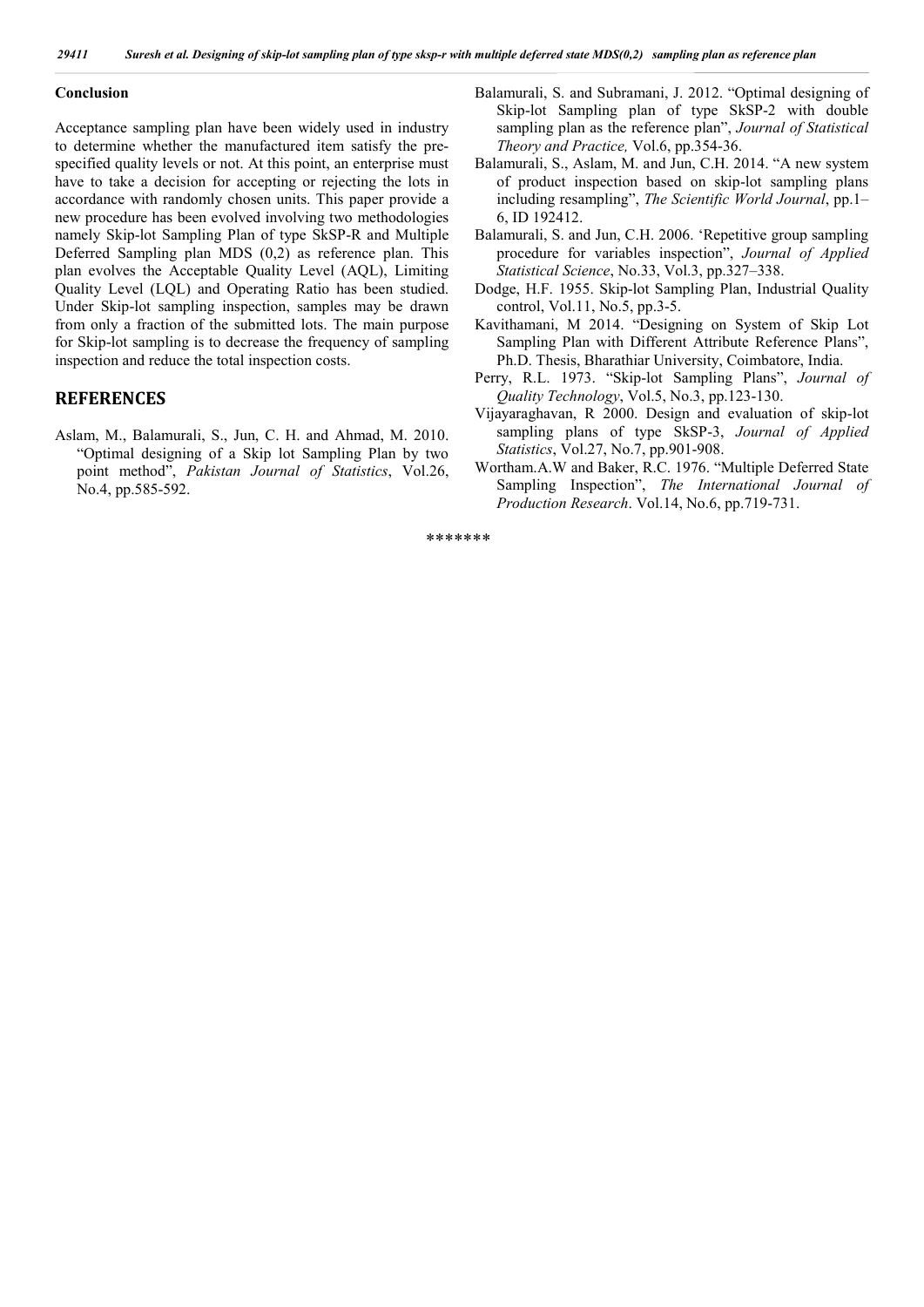## Conclusion

Acceptance sampling plan have been widely used in industry to determine whether the manufactured item satisfy the pre-specified quality levels or not. At this point, an enterprise must have to take a decision for accepting or rejecting the lots in accordance with randomly chosen units. This paper provide a new procedure has been evolved involving two methodologies namely Skip-lot Sampling Plan of type SkSP-R and Multiple Deferred Sampling plan MDS (0,2) as reference plan. This plan evolves the Acceptable Quality Level (AQL), Limiting Quality Level (LQL) and Operating Ratio has been studied. Under Skip-lot sampling inspection, samples may be drawn from only a fraction of the submitted lots. The main purpose for Skip-lot sampling is to decrease the frequency of sampling inspection and reduce the total inspection costs.

## REFERENCES

Aslam, M., Balamurali, S., Jun, C. H. and Ahmad, M. 2010. "Optimal designing of a Skip lot Sampling Plan by two point method", *Pakistan Journal of Statistics*, Vol.26, No.4, pp.585-592.

Balamurali, S. and Subramani, J. 2012. "Optimal designing of Skip-lot Sampling plan of type SkSP-2 with double sampling plan as the reference plan", *Journal of Statistical Theory and Practice,* Vol.6, pp.354-36.

Balamurali, S., Aslam, M. and Jun, C.H. 2014. "A new system of product inspection based on skip-lot sampling plans including resampling", *The Scientific World Journal*, pp.1–6, ID 192412.

Balamurali, S. and Jun, C.H. 2006. 'Repetitive group sampling procedure for variables inspection", *Journal of Applied Statistical Science*, No.33, Vol.3, pp.327–338.

Dodge, H.F. 1955. Skip-lot Sampling Plan, Industrial Quality control, Vol.11, No.5, pp.3-5.

Kavithamani, M 2014. "Designing on System of Skip Lot Sampling Plan with Different Attribute Reference Plans", Ph.D. Thesis, Bharathiar University, Coimbatore, India.

Perry, R.L. 1973. "Skip-lot Sampling Plans", *Journal of Quality Technology*, Vol.5, No.3, pp.123-130.

Vijayaraghavan, R 2000. Design and evaluation of skip-lot sampling plans of type SkSP-3, *Journal of Applied Statistics*, Vol.27, No.7, pp.901-908.

Wortham.A.W and Baker, R.C. 1976. "Multiple Deferred State Sampling Inspection", *The International Journal of Production Research*. Vol.14, No.6, pp.719-731.

*******